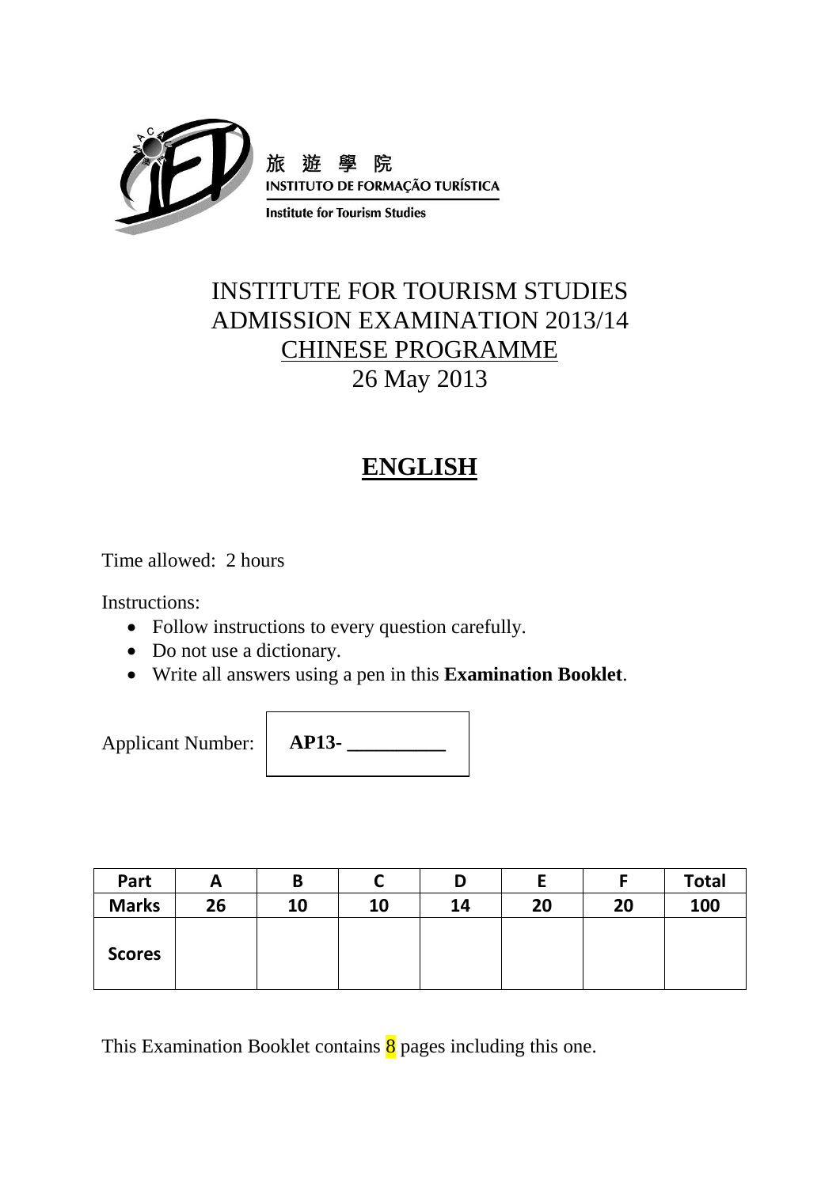旅 遊 學 院
INSTITUTO DE FORMAÇÃO TURÍSTICA
Institute for Tourism Studies

# INSTITUTE FOR TOURISM STUDIES
# ADMISSION EXAMINATION 2013/14
# CHINESE PROGRAMME
# 26 May 2013

## ENGLISH

Time allowed: 2 hours

Instructions:

- Follow instructions to every question carefully.
- Do not use a dictionary.
- Write all answers using a pen in this **Examination Booklet**.

Applicant Number: **AP13- __________**

| Part | A | B | C | D | E | F | Total |
|---|---|---|---|---|---|---|---|
| Marks | 26 | 10 | 10 | 14 | 20 | 20 | 100 |
| Scores | | | | | | | |

This Examination Booklet contains 8 pages including this one.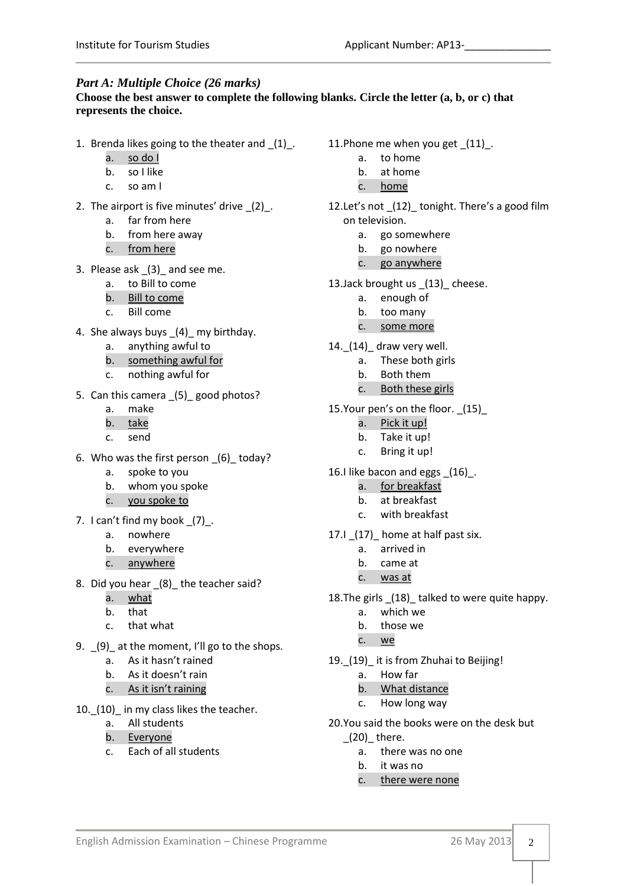## *Part A: Multiple Choice (26 marks)*

**Choose the best answer to complete the following blanks. Circle the letter (a, b, or c) that represents the choice.**

1. Brenda likes going to the theater and _(1)_.
   - a. <u>so do I</u>
   - b. so I like
   - c. so am I
2. The airport is five minutes' drive _(2)_.
   - a. far from here
   - b. from here away
   - c. <u>from here</u>
3. Please ask _(3)_ and see me.
   - a. to Bill to come
   - b. <u>Bill to come</u>
   - c. Bill come
4. She always buys _(4)_ my birthday.
   - a. anything awful to
   - b. <u>something awful for</u>
   - c. nothing awful for
5. Can this camera _(5)_ good photos?
   - a. make
   - b. <u>take</u>
   - c. send
6. Who was the first person _(6)_ today?
   - a. spoke to you
   - b. whom you spoke
   - c. <u>you spoke to</u>
7. I can't find my book _(7)_.
   - a. nowhere
   - b. everywhere
   - c. <u>anywhere</u>
8. Did you hear _(8)_ the teacher said?
   - a. <u>what</u>
   - b. that
   - c. that what
9. _(9)_ at the moment, I'll go to the shops.
   - a. As it hasn't rained
   - b. As it doesn't rain
   - c. <u>As it isn't raining</u>
10. _(10)_ in my class likes the teacher.
    - a. All students
    - b. <u>Everyone</u>
    - c. Each of all students
11. Phone me when you get _(11)_.
    - a. to home
    - b. at home
    - c. <u>home</u>
12. Let's not _(12)_ tonight. There's a good film on television.
    - a. go somewhere
    - b. go nowhere
    - c. <u>go anywhere</u>
13. Jack brought us _(13)_ cheese.
    - a. enough of
    - b. too many
    - c. <u>some more</u>
14. _(14)_ draw very well.
    - a. These both girls
    - b. Both them
    - c. <u>Both these girls</u>
15. Your pen's on the floor. _(15)_
    - a. <u>Pick it up!</u>
    - b. Take it up!
    - c. Bring it up!
16. I like bacon and eggs _(16)_.
    - a. <u>for breakfast</u>
    - b. at breakfast
    - c. with breakfast
17. I _(17)_ home at half past six.
    - a. arrived in
    - b. came at
    - c. <u>was at</u>
18. The girls _(18)_ talked to were quite happy.
    - a. which we
    - b. those we
    - c. <u>we</u>
19. _(19)_ it is from Zhuhai to Beijing!
    - a. How far
    - b. <u>What distance</u>
    - c. How long way
20. You said the books were on the desk but _(20)_ there.
    - a. there was no one
    - b. it was no
    - c. <u>there were none</u>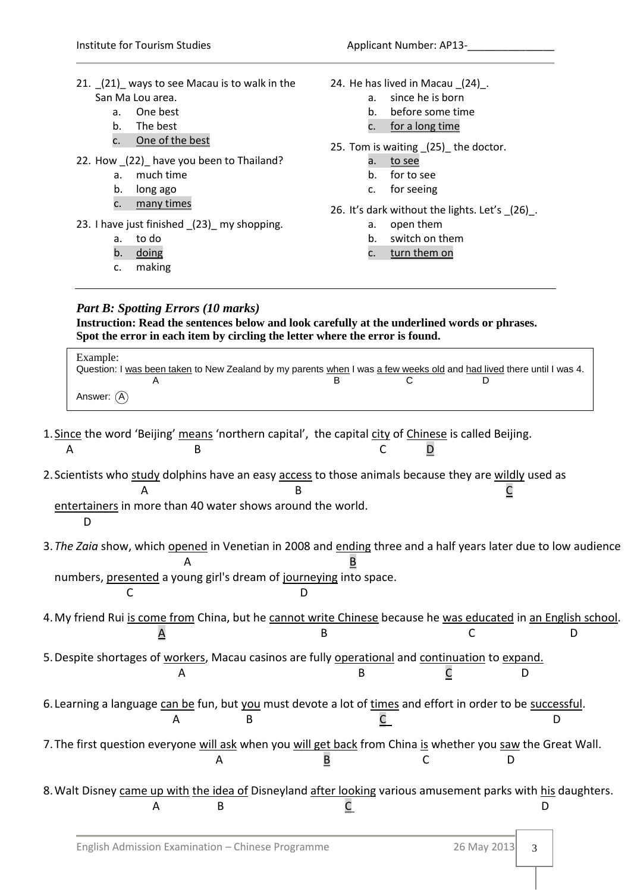21. _(21)_ ways to see Macau is to walk in the San Ma Lou area.
    a. One best
    b. The best
    c. One of the best

22. How _(22)_ have you been to Thailand?
    a. much time
    b. long ago
    c. many times

23. I have just finished _(23)_ my shopping.
    a. to do
    b. doing
    c. making

24. He has lived in Macau _(24)_.
    a. since he is born
    b. before some time
    c. for a long time

25. Tom is waiting _(25)_ the doctor.
    a. to see
    b. for to see
    c. for seeing

26. It's dark without the lights. Let's _(26)_.
    a. open them
    b. switch on them
    c. turn them on

---

***Part B: Spotting Errors (10 marks)***

**Instruction: Read the sentences below and look carefully at the underlined words or phrases. Spot the error in each item by circling the letter where the error is found.**

> Example:
> Question: I was been taken (A) to New Zealand by my parents when (B) I was a few weeks old (C) and had lived (D) there until I was 4.
>
> Answer: (A)

1. Since (A) the word 'Beijing' means (B) 'northern capital', the capital city (C) of Chinese (D) is called Beijing.

2. Scientists who study (A) dolphins have an easy access (B) to those animals because they are wildly (C) used as entertainers (D) in more than 40 water shows around the world.

3. *The Zaia* show, which opened (A) in Venetian in 2008 and ending (B) three and a half years later due to low audience numbers, presented (C) a young girl's dream of journeying (D) into space.

4. My friend Rui is come from (A) China, but he cannot write Chinese (B) because he was educated (C) in an English school (D).

5. Despite shortages of workers (A), Macau casinos are fully operational (B) and continuation (C) to expand. (D)

6. Learning a language can be (A) fun, but you (B) must devote a lot of times (C) and effort in order to be successful (D).

7. The first question everyone will ask (A) when you will get back (B) from China is (C) whether you saw (D) the Great Wall.

8. Walt Disney came up with (A) the idea of (B) Disneyland after looking (C) various amusement parks with his (D) daughters.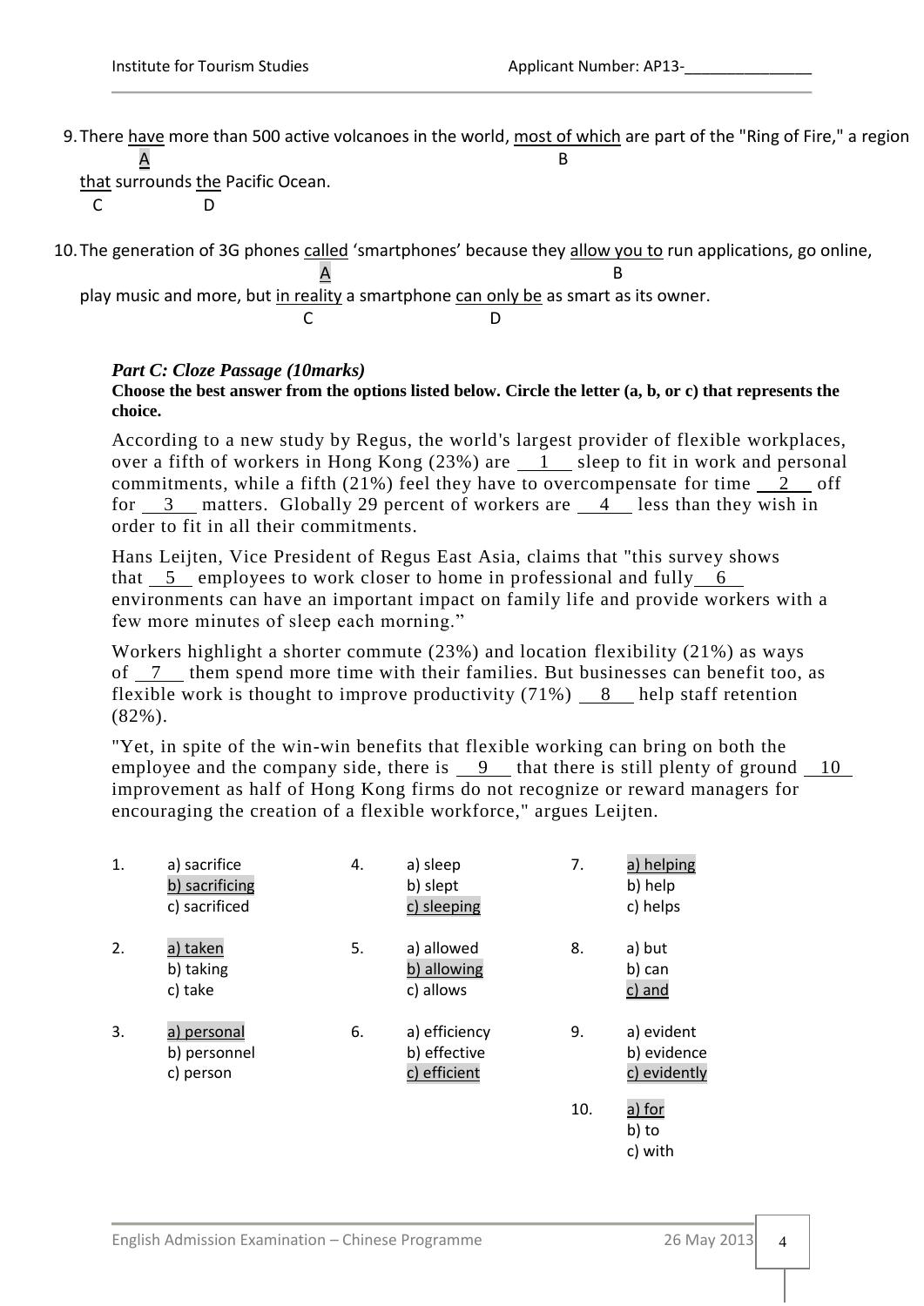9. There <u>have</u> more than 500 active volcanoes in the world, <u>most of which</u> are part of the "Ring of Fire," a region <u>that</u> surrounds <u>the</u> Pacific Ocean.
   (A: have; B: most of which; C: that; D: the)

10. The generation of 3G phones <u>called</u> 'smartphones' because they <u>allow you to</u> run applications, go online, play music and more, but <u>in reality</u> a smartphone <u>can only be</u> as smart as its owner.
    (A: called; B: allow you to; C: in reality; D: can only be)

### *Part C: Cloze Passage (10marks)*

**Choose the best answer from the options listed below. Circle the letter (a, b, or c) that represents the choice.**

According to a new study by Regus, the world's largest provider of flexible workplaces, over a fifth of workers in Hong Kong (23%) are __1__ sleep to fit in work and personal commitments, while a fifth (21%) feel they have to overcompensate for time __2__ off for __3__ matters. Globally 29 percent of workers are __4__ less than they wish in order to fit in all their commitments.

Hans Leijten, Vice President of Regus East Asia, claims that "this survey shows that __5__ employees to work closer to home in professional and fully __6__ environments can have an important impact on family life and provide workers with a few more minutes of sleep each morning."

Workers highlight a shorter commute (23%) and location flexibility (21%) as ways of __7__ them spend more time with their families. But businesses can benefit too, as flexible work is thought to improve productivity (71%) __8__ help staff retention (82%).

"Yet, in spite of the win-win benefits that flexible working can bring on both the employee and the company side, there is __9__ that there is still plenty of ground __10__ improvement as half of Hong Kong firms do not recognize or reward managers for encouraging the creation of a flexible workforce," argues Leijten.

1. a) sacrifice
   <u>b) sacrificing</u>
   c) sacrificed

2. <u>a) taken</u>
   b) taking
   c) take

3. <u>a) personal</u>
   b) personnel
   c) person

4. a) sleep
   b) slept
   <u>c) sleeping</u>

5. a) allowed
   <u>b) allowing</u>
   c) allows

6. a) efficiency
   b) effective
   <u>c) efficient</u>

7. <u>a) helping</u>
   b) help
   c) helps

8. a) but
   b) can
   <u>c) and</u>

9. a) evident
   b) evidence
   <u>c) evidently</u>

10. <u>a) for</u>
    b) to
    c) with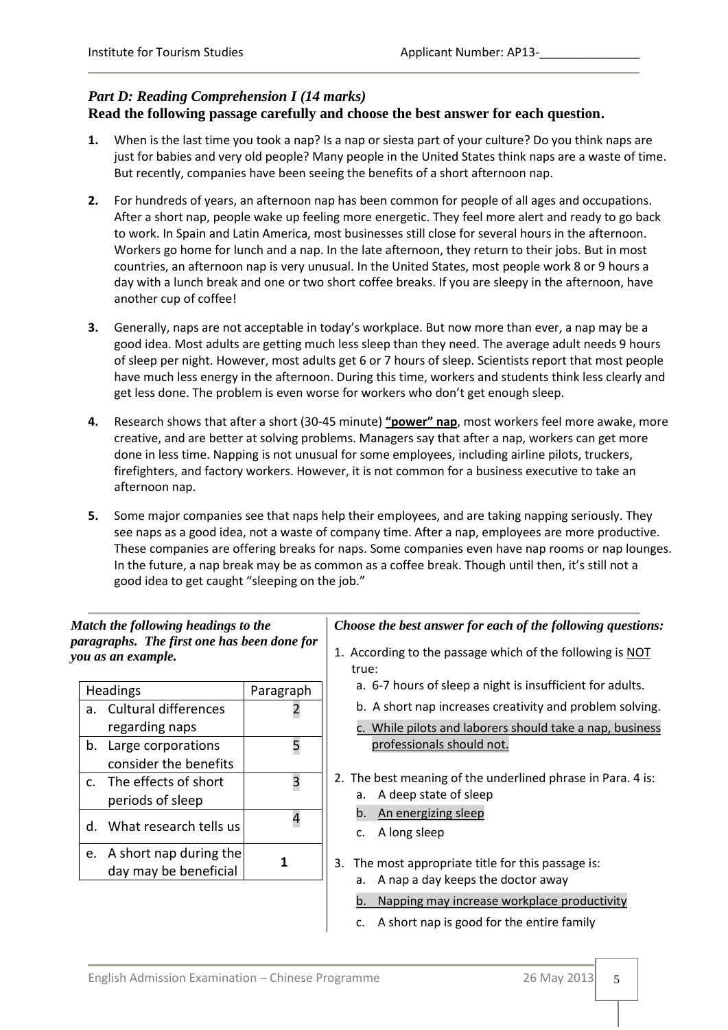### *Part D: Reading Comprehension I (14 marks)*

**Read the following passage carefully and choose the best answer for each question.**

**1.** When is the last time you took a nap? Is a nap or siesta part of your culture? Do you think naps are just for babies and very old people? Many people in the United States think naps are a waste of time. But recently, companies have been seeing the benefits of a short afternoon nap.

**2.** For hundreds of years, an afternoon nap has been common for people of all ages and occupations. After a short nap, people wake up feeling more energetic. They feel more alert and ready to go back to work. In Spain and Latin America, most businesses still close for several hours in the afternoon. Workers go home for lunch and a nap. In the late afternoon, they return to their jobs. But in most countries, an afternoon nap is very unusual. In the United States, most people work 8 or 9 hours a day with a lunch break and one or two short coffee breaks. If you are sleepy in the afternoon, have another cup of coffee!

**3.** Generally, naps are not acceptable in today's workplace. But now more than ever, a nap may be a good idea. Most adults are getting much less sleep than they need. The average adult needs 9 hours of sleep per night. However, most adults get 6 or 7 hours of sleep. Scientists report that most people have much less energy in the afternoon. During this time, workers and students think less clearly and get less done. The problem is even worse for workers who don't get enough sleep.

**4.** Research shows that after a short (30-45 minute) **<u>"power" nap</u>**, most workers feel more awake, more creative, and are better at solving problems. Managers say that after a nap, workers can get more done in less time. Napping is not unusual for some employees, including airline pilots, truckers, firefighters, and factory workers. However, it is not common for a business executive to take an afternoon nap.

**5.** Some major companies see that naps help their employees, and are taking napping seriously. They see naps as a good idea, not a waste of company time. After a nap, employees are more productive. These companies are offering breaks for naps. Some companies even have nap rooms or nap lounges. In the future, a nap break may be as common as a coffee break. Though until then, it's still not a good idea to get caught "sleeping on the job."

***Match the following headings to the paragraphs. The first one has been done for you as an example.***

| Headings | Paragraph |
|---|---|
| a. Cultural differences regarding naps | 2 |
| b. Large corporations consider the benefits | 5 |
| c. The effects of short periods of sleep | 3 |
| d. What research tells us | 4 |
| e. A short nap during the day may be beneficial | **1** |

***Choose the best answer for each of the following questions:***

1. According to the passage which of the following is <u>NOT</u> true:
   a. 6-7 hours of sleep a night is insufficient for adults.
   b. A short nap increases creativity and problem solving.
   c. <u>While pilots and laborers should take a nap, business professionals should not.</u>

2. The best meaning of the underlined phrase in Para. 4 is:
   a. A deep state of sleep
   b. <u>An energizing sleep</u>
   c. A long sleep

3. The most appropriate title for this passage is:
   a. A nap a day keeps the doctor away
   b. <u>Napping may increase workplace productivity</u>
   c. A short nap is good for the entire family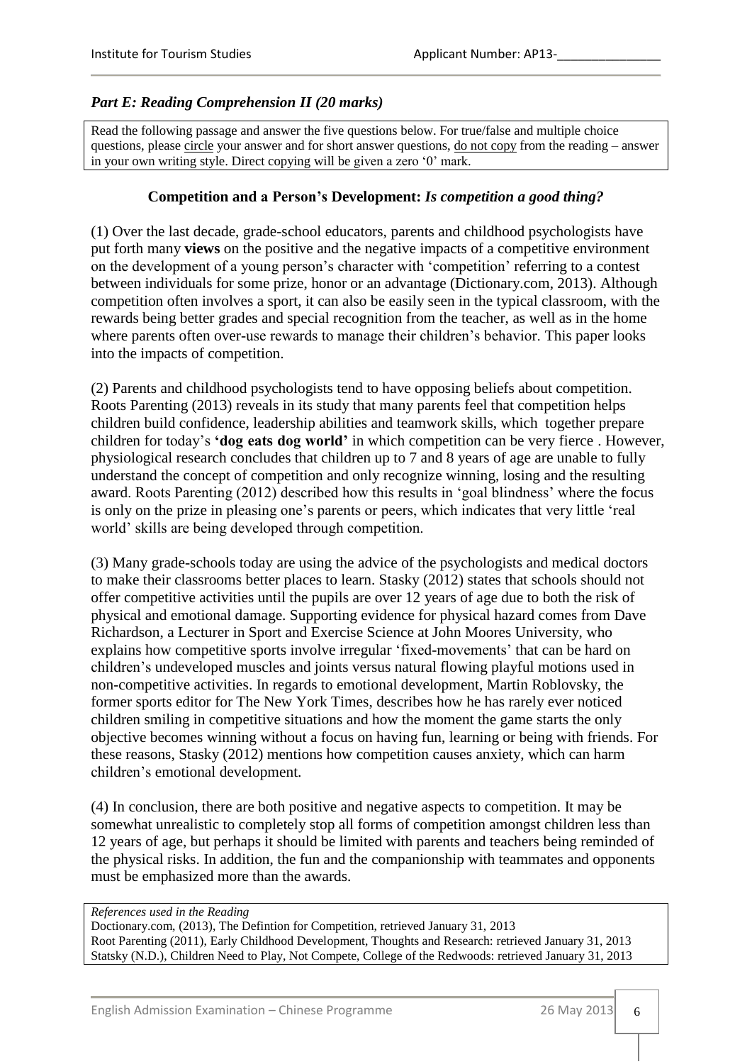## *Part E: Reading Comprehension II (20 marks)*

Read the following passage and answer the five questions below. For true/false and multiple choice questions, please circle your answer and for short answer questions, do not copy from the reading – answer in your own writing style. Direct copying will be given a zero '0' mark.

### Competition and a Person's Development: *Is competition a good thing?*

(1) Over the last decade, grade-school educators, parents and childhood psychologists have put forth many **views** on the positive and the negative impacts of a competitive environment on the development of a young person's character with 'competition' referring to a contest between individuals for some prize, honor or an advantage (Dictionary.com, 2013). Although competition often involves a sport, it can also be easily seen in the typical classroom, with the rewards being better grades and special recognition from the teacher, as well as in the home where parents often over-use rewards to manage their children's behavior. This paper looks into the impacts of competition.

(2) Parents and childhood psychologists tend to have opposing beliefs about competition. Roots Parenting (2013) reveals in its study that many parents feel that competition helps children build confidence, leadership abilities and teamwork skills, which together prepare children for today's **'dog eats dog world'** in which competition can be very fierce . However, physiological research concludes that children up to 7 and 8 years of age are unable to fully understand the concept of competition and only recognize winning, losing and the resulting award. Roots Parenting (2012) described how this results in 'goal blindness' where the focus is only on the prize in pleasing one's parents or peers, which indicates that very little 'real world' skills are being developed through competition.

(3) Many grade-schools today are using the advice of the psychologists and medical doctors to make their classrooms better places to learn. Stasky (2012) states that schools should not offer competitive activities until the pupils are over 12 years of age due to both the risk of physical and emotional damage. Supporting evidence for physical hazard comes from Dave Richardson, a Lecturer in Sport and Exercise Science at John Moores University, who explains how competitive sports involve irregular 'fixed-movements' that can be hard on children's undeveloped muscles and joints versus natural flowing playful motions used in non-competitive activities. In regards to emotional development, Martin Roblovsky, the former sports editor for The New York Times, describes how he has rarely ever noticed children smiling in competitive situations and how the moment the game starts the only objective becomes winning without a focus on having fun, learning or being with friends. For these reasons, Stasky (2012) mentions how competition causes anxiety, which can harm children's emotional development.

(4) In conclusion, there are both positive and negative aspects to competition. It may be somewhat unrealistic to completely stop all forms of competition amongst children less than 12 years of age, but perhaps it should be limited with parents and teachers being reminded of the physical risks. In addition, the fun and the companionship with teammates and opponents must be emphasized more than the awards.

*References used in the Reading*

Doctionary.com, (2013), The Defintion for Competition, retrieved January 31, 2013

Root Parenting (2011), Early Childhood Development, Thoughts and Research: retrieved January 31, 2013

Statsky (N.D.), Children Need to Play, Not Compete, College of the Redwoods: retrieved January 31, 2013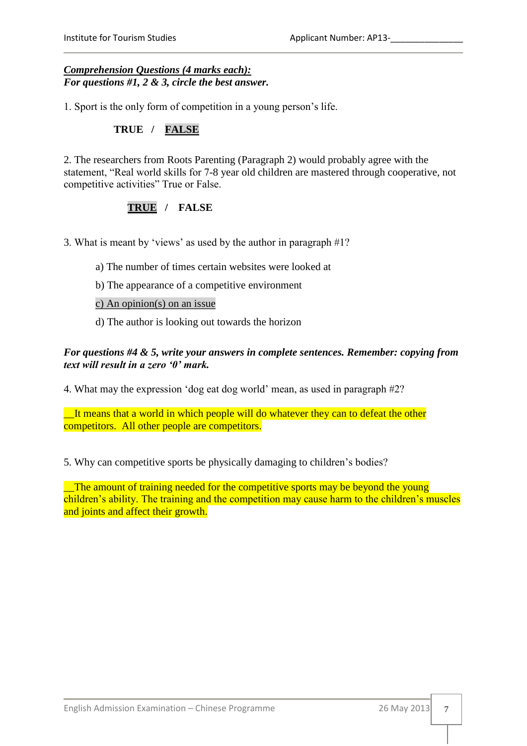***<u>Comprehension Questions (4 marks each):</u>***
***For questions #1, 2 & 3, circle the best answer.***

1. Sport is the only form of competition in a young person's life.

**TRUE** / **<u>FALSE</u>**

2. The researchers from Roots Parenting (Paragraph 2) would probably agree with the statement, "Real world skills for 7-8 year old children are mastered through cooperative, not competitive activities" True or False.

**<u>TRUE</u>** / **FALSE**

3. What is meant by 'views' as used by the author in paragraph #1?

a) The number of times certain websites were looked at

b) The appearance of a competitive environment

<u>c) An opinion(s) on an issue</u>

d) The author is looking out towards the horizon

***For questions #4 & 5, write your answers in complete sentences. Remember: copying from text will result in a zero '0' mark.***

4. What may the expression 'dog eat dog world' mean, as used in paragraph #2?

__It means that a world in which people will do whatever they can to defeat the other competitors.  All other people are competitors.

5. Why can competitive sports be physically damaging to children's bodies?

__The amount of training needed for the competitive sports may be beyond the young children's ability. The training and the competition may cause harm to the children's muscles and joints and affect their growth.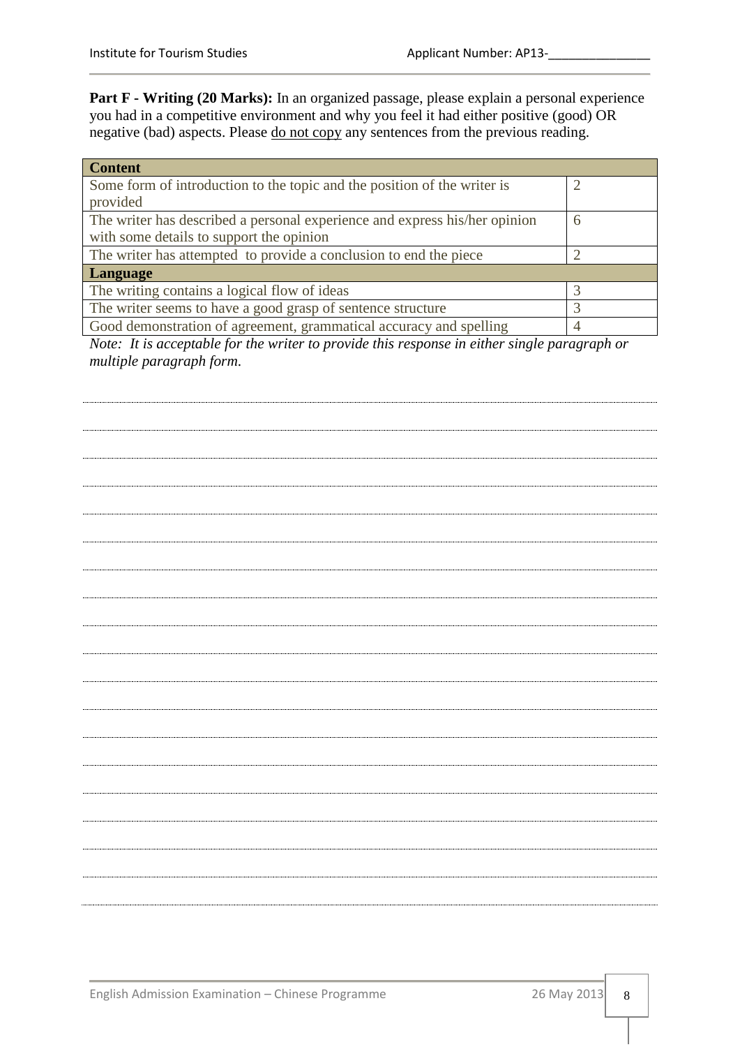**Part F - Writing (20 Marks):** In an organized passage, please explain a personal experience you had in a competitive environment and why you feel it had either positive (good) OR negative (bad) aspects. Please do not copy any sentences from the previous reading.

| **Content** | |
|---|---|
| Some form of introduction to the topic and the position of the writer is provided | 2 |
| The writer has described a personal experience and express his/her opinion with some details to support the opinion | 6 |
| The writer has attempted to provide a conclusion to end the piece | 2 |
| **Language** | |
| The writing contains a logical flow of ideas | 3 |
| The writer seems to have a good grasp of sentence structure | 3 |
| Good demonstration of agreement, grammatical accuracy and spelling | 4 |

*Note: It is acceptable for the writer to provide this response in either single paragraph or multiple paragraph form.*